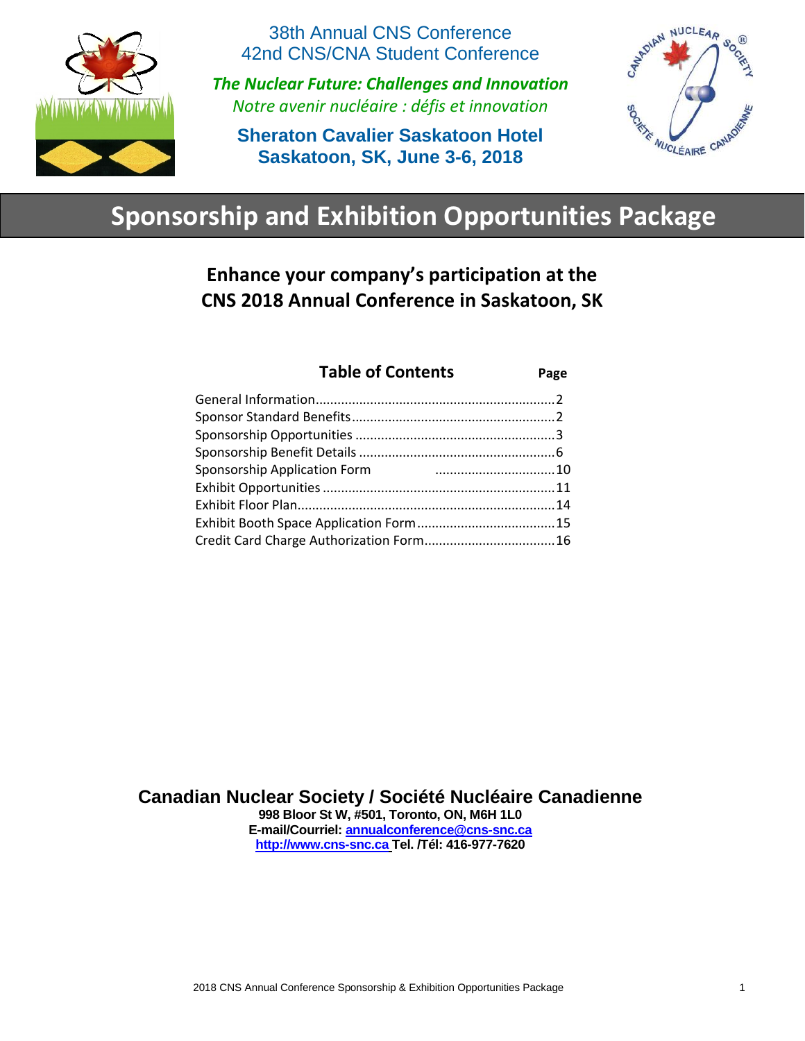38th Annual CNS Conference
42nd CNS/CNA Student Conference

***The Nuclear Future: Challenges and Innovation***
*Notre avenir nucléaire : défis et innovation*

**Sheraton Cavalier Saskatoon Hotel**
**Saskatoon, SK, June 3-6, 2018**

# Sponsorship and Exhibition Opportunities Package

## Enhance your company's participation at the CNS 2018 Annual Conference in Saskatoon, SK

### Table of Contents

| Table of Contents | Page |
|---|---|
| General Information | 2 |
| Sponsor Standard Benefits | 2 |
| Sponsorship Opportunities | 3 |
| Sponsorship Benefit Details | 6 |
| Sponsorship Application Form | 10 |
| Exhibit Opportunities | 11 |
| Exhibit Floor Plan | 14 |
| Exhibit Booth Space Application Form | 15 |
| Credit Card Charge Authorization Form | 16 |

**Canadian Nuclear Society / Société Nucléaire Canadienne**
**998 Bloor St W, #501, Toronto, ON, M6H 1L0**
**E-mail/Courriel: annualconference@cns-snc.ca**
**http://www.cns-snc.ca Tel. /Tél: 416-977-7620**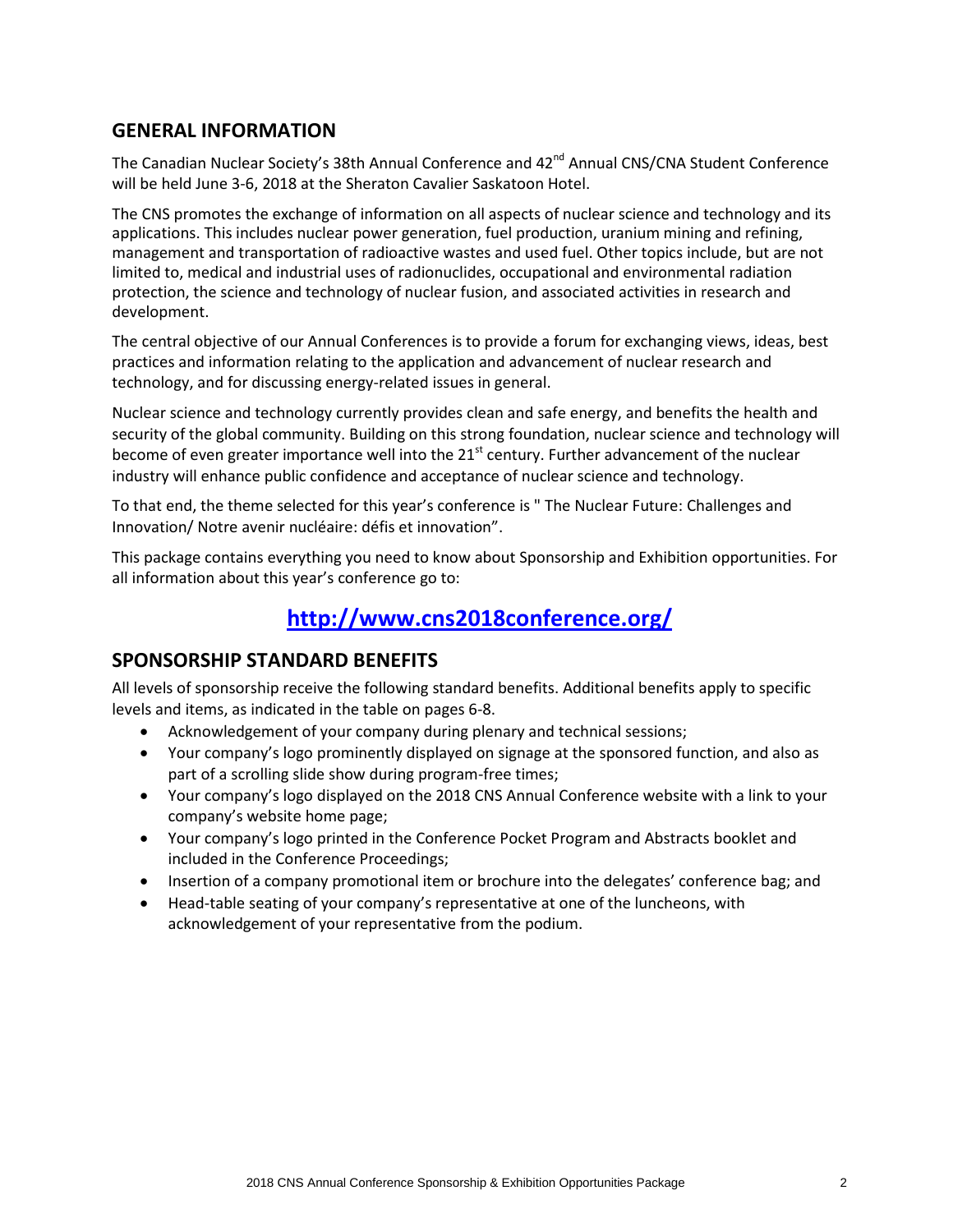## GENERAL INFORMATION

The Canadian Nuclear Society's 38th Annual Conference and 42nd Annual CNS/CNA Student Conference will be held June 3-6, 2018 at the Sheraton Cavalier Saskatoon Hotel.

The CNS promotes the exchange of information on all aspects of nuclear science and technology and its applications. This includes nuclear power generation, fuel production, uranium mining and refining, management and transportation of radioactive wastes and used fuel. Other topics include, but are not limited to, medical and industrial uses of radionuclides, occupational and environmental radiation protection, the science and technology of nuclear fusion, and associated activities in research and development.

The central objective of our Annual Conferences is to provide a forum for exchanging views, ideas, best practices and information relating to the application and advancement of nuclear research and technology, and for discussing energy-related issues in general.

Nuclear science and technology currently provides clean and safe energy, and benefits the health and security of the global community. Building on this strong foundation, nuclear science and technology will become of even greater importance well into the 21st century. Further advancement of the nuclear industry will enhance public confidence and acceptance of nuclear science and technology.

To that end, the theme selected for this year's conference is " The Nuclear Future: Challenges and Innovation/ Notre avenir nucléaire: défis et innovation".

This package contains everything you need to know about Sponsorship and Exhibition opportunities. For all information about this year's conference go to:

**http://www.cns2018conference.org/**

## SPONSORSHIP STANDARD BENEFITS

All levels of sponsorship receive the following standard benefits. Additional benefits apply to specific levels and items, as indicated in the table on pages 6-8.

- Acknowledgement of your company during plenary and technical sessions;
- Your company's logo prominently displayed on signage at the sponsored function, and also as part of a scrolling slide show during program-free times;
- Your company's logo displayed on the 2018 CNS Annual Conference website with a link to your company's website home page;
- Your company's logo printed in the Conference Pocket Program and Abstracts booklet and included in the Conference Proceedings;
- Insertion of a company promotional item or brochure into the delegates' conference bag; and
- Head-table seating of your company's representative at one of the luncheons, with acknowledgement of your representative from the podium.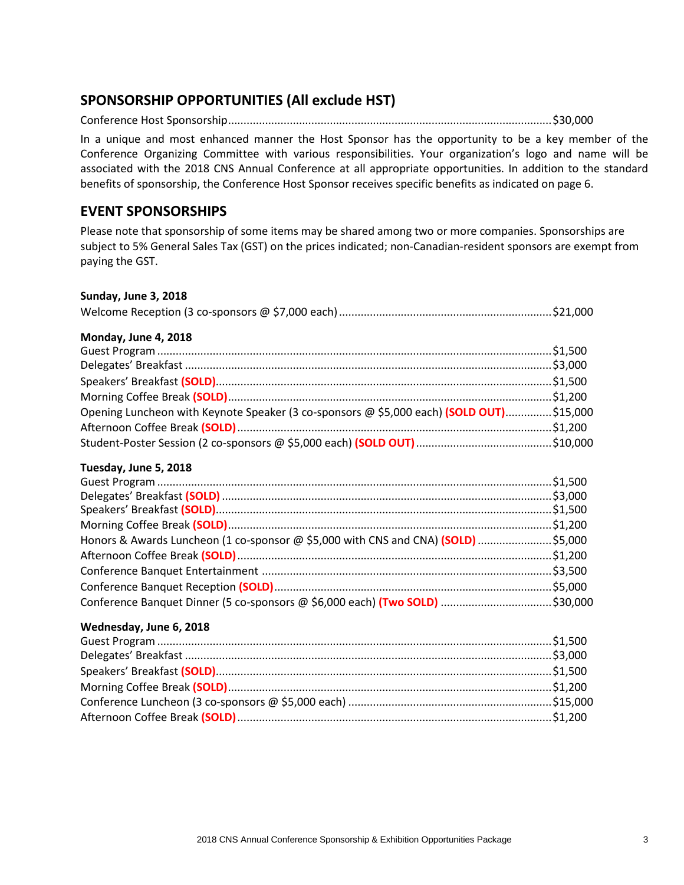## SPONSORSHIP OPPORTUNITIES (All exclude HST)

Conference Host Sponsorship........................................................................................................$30,000

In a unique and most enhanced manner the Host Sponsor has the opportunity to be a key member of the Conference Organizing Committee with various responsibilities. Your organization's logo and name will be associated with the 2018 CNS Annual Conference at all appropriate opportunities. In addition to the standard benefits of sponsorship, the Conference Host Sponsor receives specific benefits as indicated on page 6.

## EVENT SPONSORSHIPS

Please note that sponsorship of some items may be shared among two or more companies. Sponsorships are subject to 5% General Sales Tax (GST) on the prices indicated; non-Canadian-resident sponsors are exempt from paying the GST.

**Sunday, June 3, 2018**

Welcome Reception (3 co-sponsors @ $7,000 each)....................................................................$21,000

**Monday, June 4, 2018**

Guest Program..............................................................................................................................$1,500
Delegates' Breakfast.....................................................................................................................$3,000
Speakers' Breakfast **(SOLD)**...........................................................................................................$1,500
Morning Coffee Break **(SOLD)**.......................................................................................................$1,200
Opening Luncheon with Keynote Speaker (3 co-sponsors @ $5,000 each) **(SOLD OUT)**...............$15,000
Afternoon Coffee Break **(SOLD)**....................................................................................................$1,200
Student-Poster Session (2 co-sponsors @ $5,000 each) **(SOLD OUT)**...........................................$10,000

**Tuesday, June 5, 2018**

Guest Program..............................................................................................................................$1,500
Delegates' Breakfast **(SOLD)**.........................................................................................................$3,000
Speakers' Breakfast **(SOLD)**...........................................................................................................$1,500
Morning Coffee Break **(SOLD)**.......................................................................................................$1,200
Honors & Awards Luncheon (1 co-sponsor @ $5,000 with CNS and CNA) **(SOLD)**........................$5,000
Afternoon Coffee Break **(SOLD)**....................................................................................................$1,200
Conference Banquet Entertainment............................................................................................$3,500
Conference Banquet Reception **(SOLD)**........................................................................................$5,000
Conference Banquet Dinner (5 co-sponsors @ $6,000 each) **(Two SOLD)**...................................$30,000

**Wednesday, June 6, 2018**

Guest Program..............................................................................................................................$1,500
Delegates' Breakfast.....................................................................................................................$3,000
Speakers' Breakfast **(SOLD)**...........................................................................................................$1,500
Morning Coffee Break **(SOLD)**.......................................................................................................$1,200
Conference Luncheon (3 co-sponsors @ $5,000 each).................................................................$15,000
Afternoon Coffee Break **(SOLD)**....................................................................................................$1,200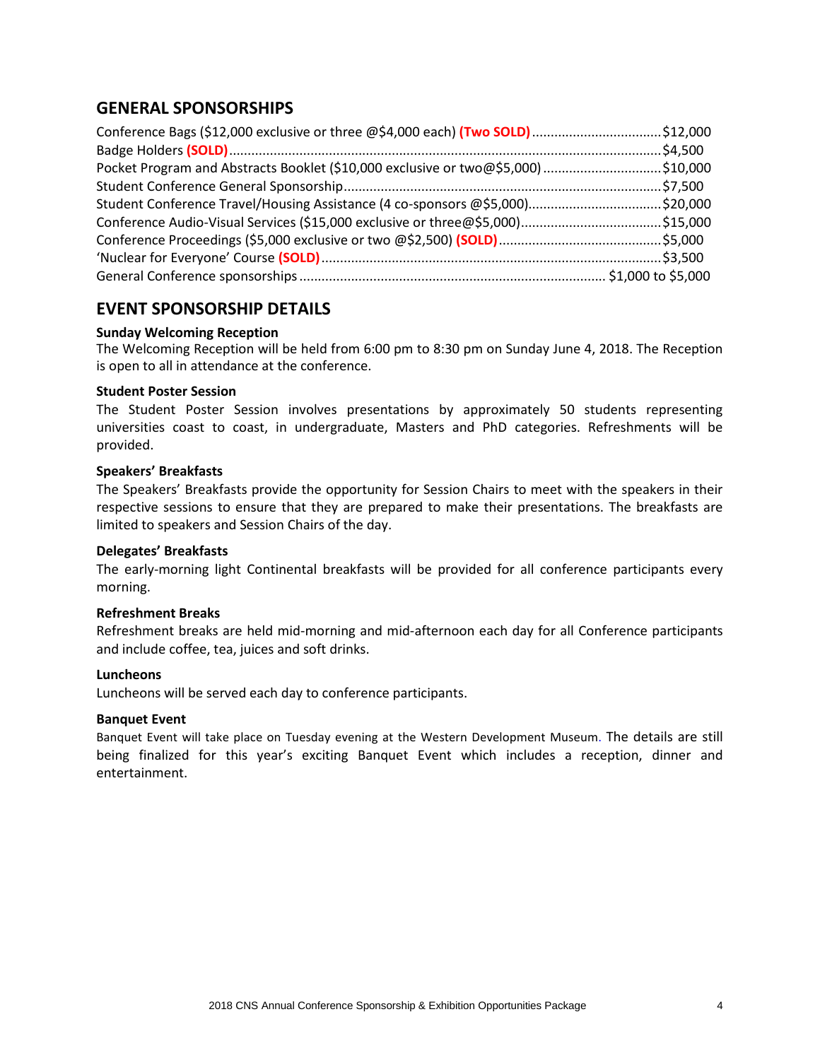## GENERAL SPONSORSHIPS

Conference Bags ($12,000 exclusive or three @$4,000 each) **(Two SOLD)**....................................$12,000
Badge Holders **(SOLD)**....................................................................................................................$4,500
Pocket Program and Abstracts Booklet ($10,000 exclusive or two@$5,000) ...............................$10,000
Student Conference General Sponsorship.....................................................................................$7,500
Student Conference Travel/Housing Assistance (4 co-sponsors @$5,000)...................................$20,000
Conference Audio-Visual Services ($15,000 exclusive or three@$5,000).....................................$15,000
Conference Proceedings ($5,000 exclusive or two @$2,500) **(SOLD)**...........................................$5,000
'Nuclear for Everyone' Course **(SOLD)**..........................................................................................$3,500
General Conference sponsorships .................................................................................. $1,000 to $5,000

## EVENT SPONSORSHIP DETAILS

**Sunday Welcoming Reception**
The Welcoming Reception will be held from 6:00 pm to 8:30 pm on Sunday June 4, 2018. The Reception is open to all in attendance at the conference.

**Student Poster Session**
The Student Poster Session involves presentations by approximately 50 students representing universities coast to coast, in undergraduate, Masters and PhD categories. Refreshments will be provided.

**Speakers' Breakfasts**
The Speakers' Breakfasts provide the opportunity for Session Chairs to meet with the speakers in their respective sessions to ensure that they are prepared to make their presentations. The breakfasts are limited to speakers and Session Chairs of the day.

**Delegates' Breakfasts**
The early-morning light Continental breakfasts will be provided for all conference participants every morning.

**Refreshment Breaks**
Refreshment breaks are held mid-morning and mid-afternoon each day for all Conference participants and include coffee, tea, juices and soft drinks.

**Luncheons**
Luncheons will be served each day to conference participants.

**Banquet Event**
Banquet Event will take place on Tuesday evening at the Western Development Museum. The details are still being finalized for this year's exciting Banquet Event which includes a reception, dinner and entertainment.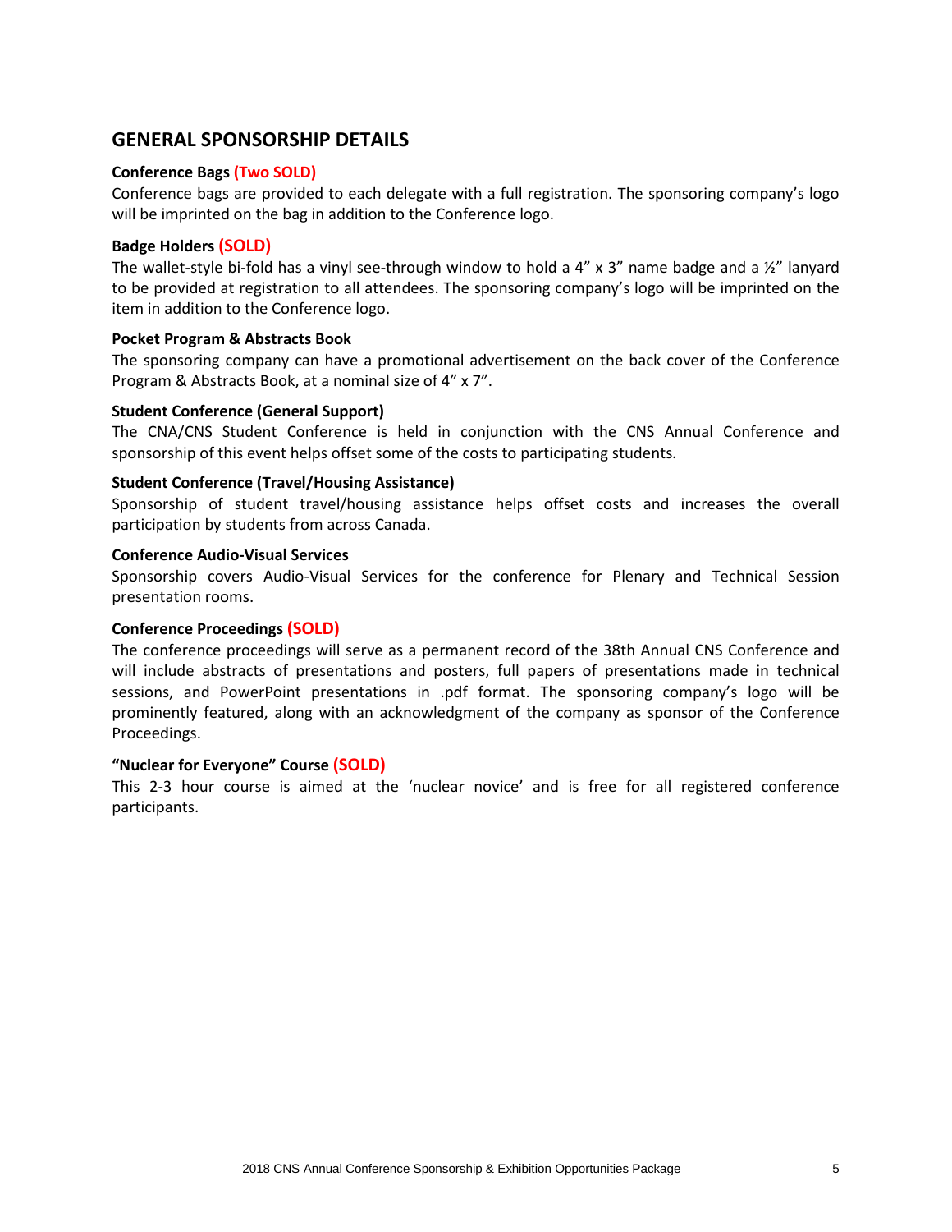## GENERAL SPONSORSHIP DETAILS

**Conference Bags (Two SOLD)**

Conference bags are provided to each delegate with a full registration. The sponsoring company's logo will be imprinted on the bag in addition to the Conference logo.

**Badge Holders (SOLD)**

The wallet-style bi-fold has a vinyl see-through window to hold a 4" x 3" name badge and a ½" lanyard to be provided at registration to all attendees. The sponsoring company's logo will be imprinted on the item in addition to the Conference logo.

**Pocket Program & Abstracts Book**

The sponsoring company can have a promotional advertisement on the back cover of the Conference Program & Abstracts Book, at a nominal size of 4" x 7".

**Student Conference (General Support)**

The CNA/CNS Student Conference is held in conjunction with the CNS Annual Conference and sponsorship of this event helps offset some of the costs to participating students.

**Student Conference (Travel/Housing Assistance)**

Sponsorship of student travel/housing assistance helps offset costs and increases the overall participation by students from across Canada.

**Conference Audio-Visual Services**

Sponsorship covers Audio-Visual Services for the conference for Plenary and Technical Session presentation rooms.

**Conference Proceedings (SOLD)**

The conference proceedings will serve as a permanent record of the 38th Annual CNS Conference and will include abstracts of presentations and posters, full papers of presentations made in technical sessions, and PowerPoint presentations in .pdf format. The sponsoring company's logo will be prominently featured, along with an acknowledgment of the company as sponsor of the Conference Proceedings.

**"Nuclear for Everyone" Course (SOLD)**

This 2-3 hour course is aimed at the 'nuclear novice' and is free for all registered conference participants.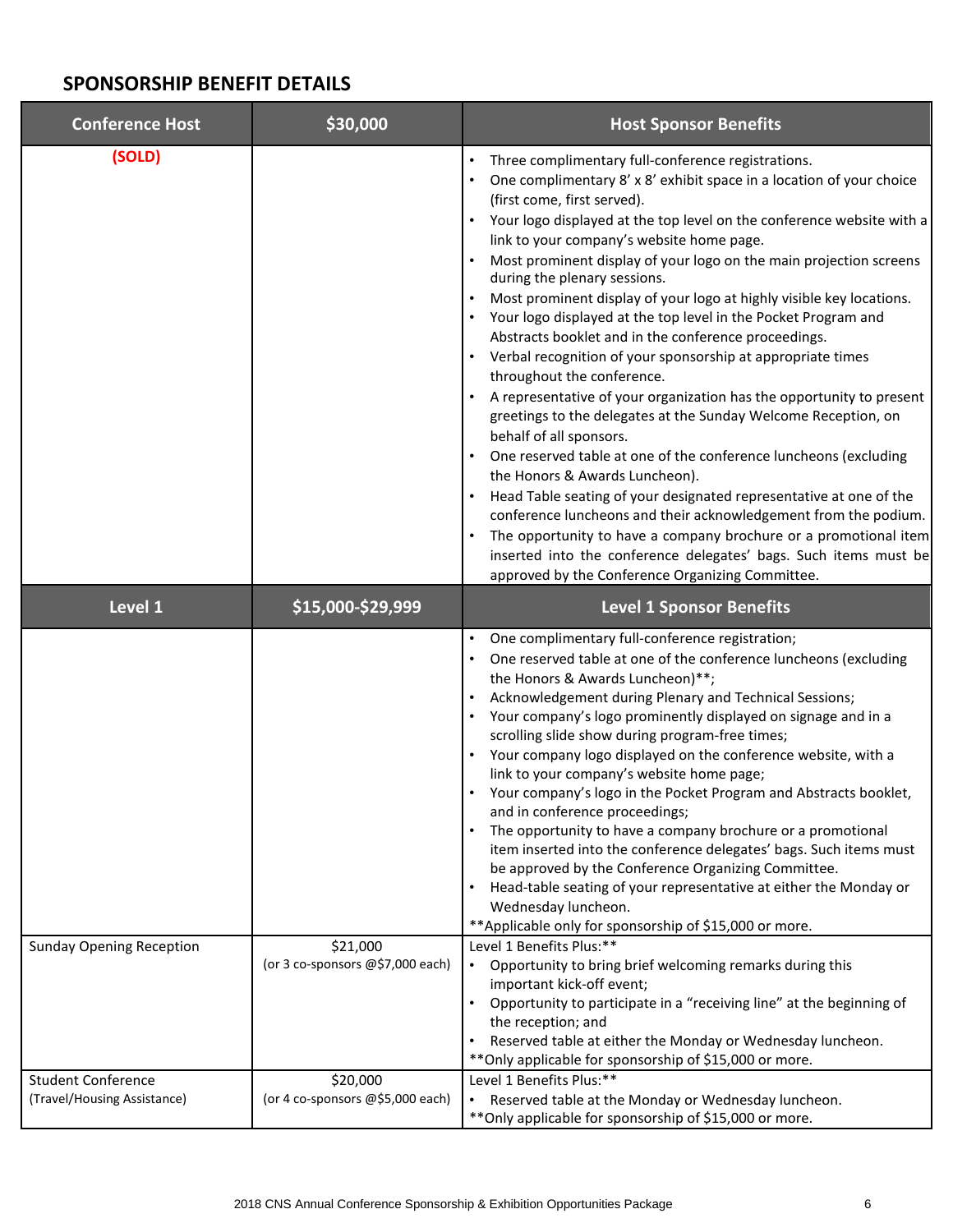## SPONSORSHIP BENEFIT DETAILS

| Conference Host | $30,000 | Host Sponsor Benefits |
|---|---|---|
| (SOLD) | | • Three complimentary full-conference registrations.<br>• One complimentary 8′ x 8′ exhibit space in a location of your choice (first come, first served).<br>• Your logo displayed at the top level on the conference website with a link to your company's website home page.<br>• Most prominent display of your logo on the main projection screens during the plenary sessions.<br>• Most prominent display of your logo at highly visible key locations.<br>• Your logo displayed at the top level in the Pocket Program and Abstracts booklet and in the conference proceedings.<br>• Verbal recognition of your sponsorship at appropriate times throughout the conference.<br>• A representative of your organization has the opportunity to present greetings to the delegates at the Sunday Welcome Reception, on behalf of all sponsors.<br>• One reserved table at one of the conference luncheons (excluding the Honors & Awards Luncheon).<br>• Head Table seating of your designated representative at one of the conference luncheons and their acknowledgement from the podium.<br>• The opportunity to have a company brochure or a promotional item inserted into the conference delegates' bags. Such items must be approved by the Conference Organizing Committee. |
| **Level 1** | **$15,000-$29,999** | **Level 1 Sponsor Benefits** |
| | | • One complimentary full-conference registration;<br>• One reserved table at one of the conference luncheons (excluding the Honors & Awards Luncheon)**;<br>• Acknowledgement during Plenary and Technical Sessions;<br>• Your company's logo prominently displayed on signage and in a scrolling slide show during program-free times;<br>• Your company logo displayed on the conference website, with a link to your company's website home page;<br>• Your company's logo in the Pocket Program and Abstracts booklet, and in conference proceedings;<br>• The opportunity to have a company brochure or a promotional item inserted into the conference delegates' bags. Such items must be approved by the Conference Organizing Committee.<br>• Head-table seating of your representative at either the Monday or Wednesday luncheon.<br>**Applicable only for sponsorship of $15,000 or more. |
| Sunday Opening Reception | $21,000<br>(or 3 co-sponsors @$7,000 each) | Level 1 Benefits Plus:**<br>• Opportunity to bring brief welcoming remarks during this important kick-off event;<br>• Opportunity to participate in a "receiving line" at the beginning of the reception; and<br>• Reserved table at either the Monday or Wednesday luncheon.<br>**Only applicable for sponsorship of $15,000 or more. |
| Student Conference<br>(Travel/Housing Assistance) | $20,000<br>(or 4 co-sponsors @$5,000 each) | Level 1 Benefits Plus:**<br>• Reserved table at the Monday or Wednesday luncheon.<br>**Only applicable for sponsorship of $15,000 or more. |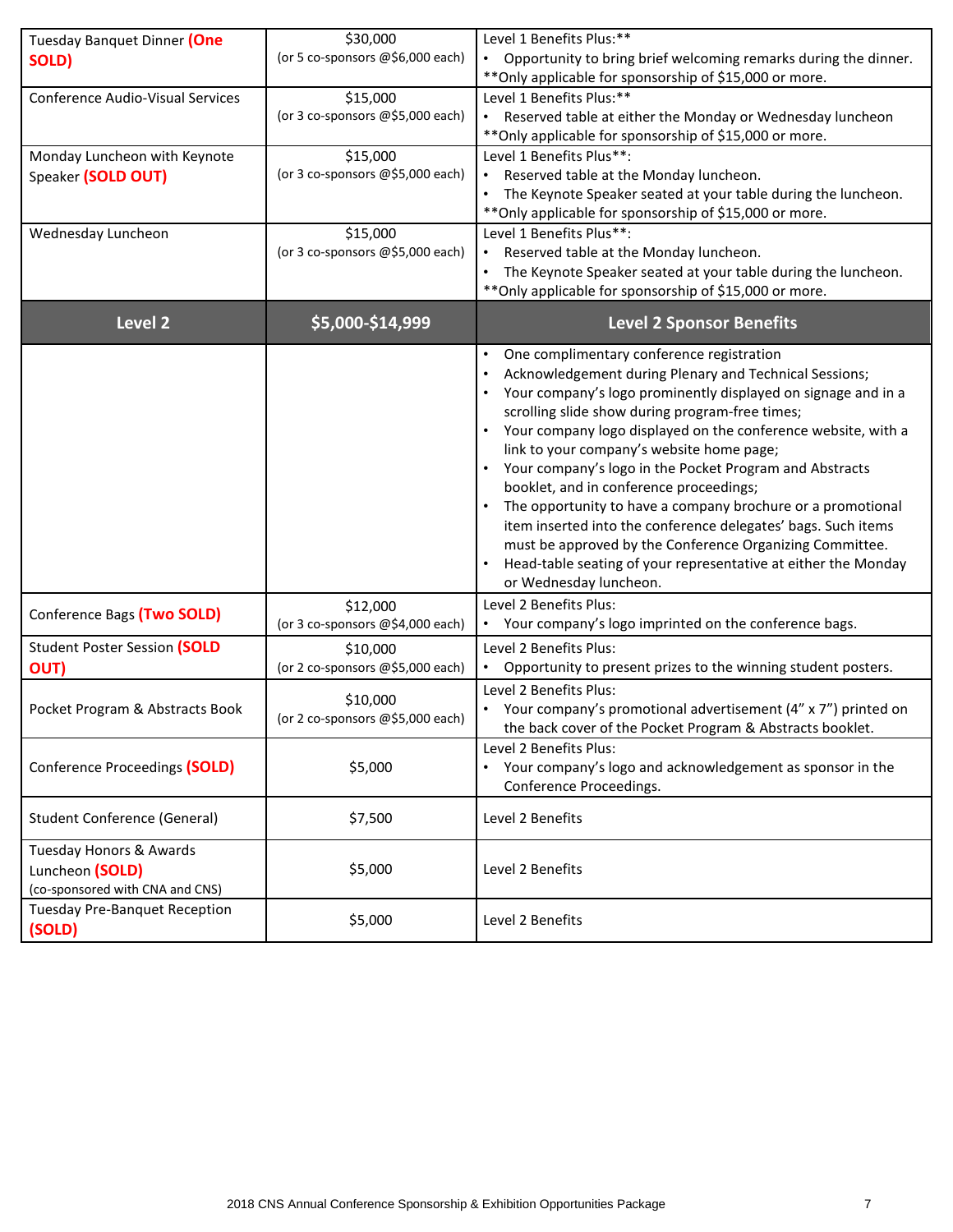| Tuesday Banquet Dinner **(One SOLD)** | $30,000 (or 5 co-sponsors @$6,000 each) | Level 1 Benefits Plus:** <br>• Opportunity to bring brief welcoming remarks during the dinner. <br>**Only applicable for sponsorship of $15,000 or more. |
|---|---|---|
| Conference Audio-Visual Services | $15,000 (or 3 co-sponsors @$5,000 each) | Level 1 Benefits Plus:** <br>• Reserved table at either the Monday or Wednesday luncheon <br>**Only applicable for sponsorship of $15,000 or more. |
| Monday Luncheon with Keynote Speaker **(SOLD OUT)** | $15,000 (or 3 co-sponsors @$5,000 each) | Level 1 Benefits Plus**: <br>• Reserved table at the Monday luncheon. <br>• The Keynote Speaker seated at your table during the luncheon. <br>**Only applicable for sponsorship of $15,000 or more. |
| Wednesday Luncheon | $15,000 (or 3 co-sponsors @$5,000 each) | Level 1 Benefits Plus**: <br>• Reserved table at the Monday luncheon. <br>• The Keynote Speaker seated at your table during the luncheon. <br>**Only applicable for sponsorship of $15,000 or more. |
| **Level 2** | **$5,000-$14,999** | **Level 2 Sponsor Benefits** |
| | | • One complimentary conference registration <br>• Acknowledgement during Plenary and Technical Sessions; <br>• Your company's logo prominently displayed on signage and in a scrolling slide show during program-free times; <br>• Your company logo displayed on the conference website, with a link to your company's website home page; <br>• Your company's logo in the Pocket Program and Abstracts booklet, and in conference proceedings; <br>• The opportunity to have a company brochure or a promotional item inserted into the conference delegates' bags. Such items must be approved by the Conference Organizing Committee. <br>• Head-table seating of your representative at either the Monday or Wednesday luncheon. |
| Conference Bags **(Two SOLD)** | $12,000 (or 3 co-sponsors @$4,000 each) | Level 2 Benefits Plus: <br>• Your company's logo imprinted on the conference bags. |
| Student Poster Session **(SOLD OUT)** | $10,000 (or 2 co-sponsors @$5,000 each) | Level 2 Benefits Plus: <br>• Opportunity to present prizes to the winning student posters. |
| Pocket Program & Abstracts Book | $10,000 (or 2 co-sponsors @$5,000 each) | Level 2 Benefits Plus: <br>• Your company's promotional advertisement (4" x 7") printed on the back cover of the Pocket Program & Abstracts booklet. |
| Conference Proceedings **(SOLD)** | $5,000 | Level 2 Benefits Plus: <br>• Your company's logo and acknowledgement as sponsor in the Conference Proceedings. |
| Student Conference (General) | $7,500 | Level 2 Benefits |
| Tuesday Honors & Awards Luncheon **(SOLD)** (co-sponsored with CNA and CNS) | $5,000 | Level 2 Benefits |
| Tuesday Pre-Banquet Reception **(SOLD)** | $5,000 | Level 2 Benefits |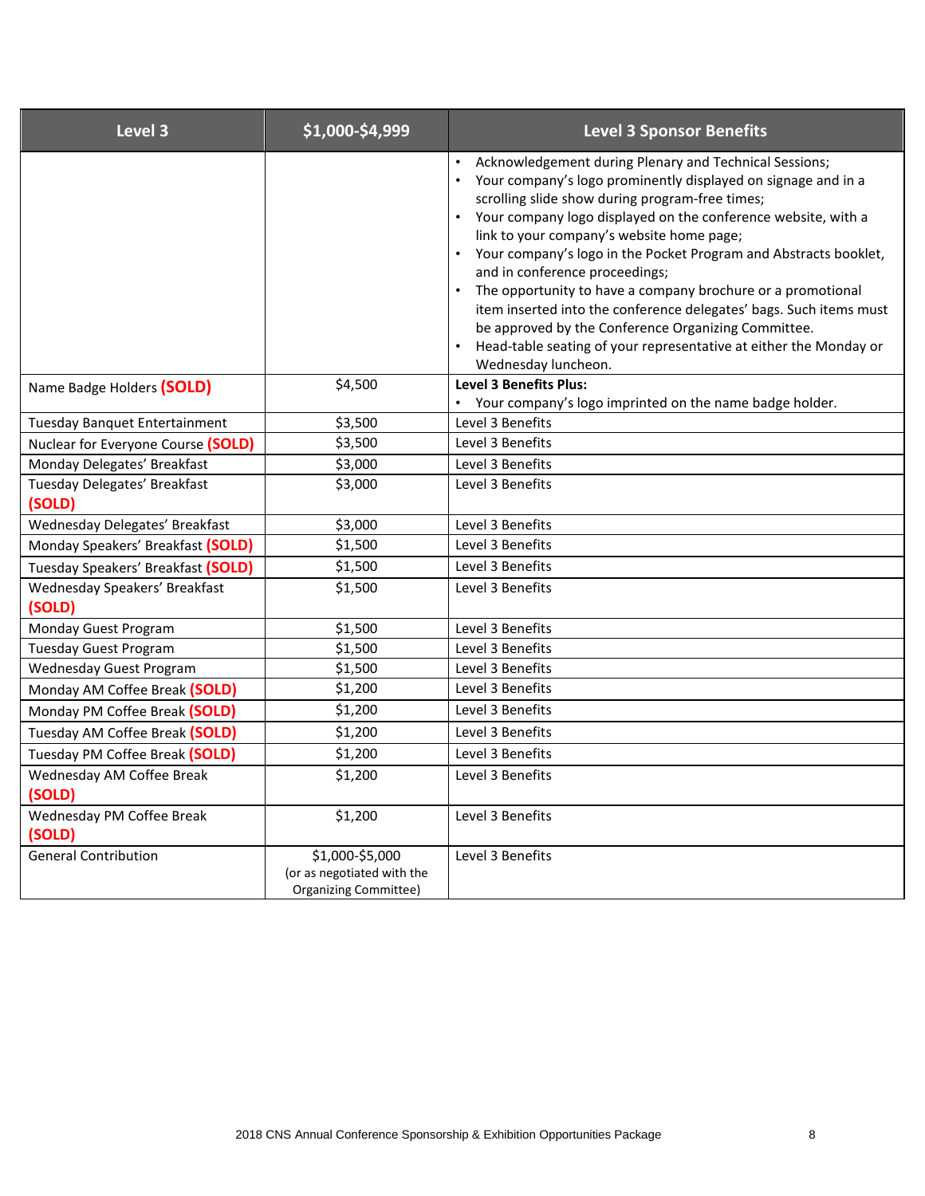| Level 3 | $1,000-$4,999 | Level 3 Sponsor Benefits |
|---|---|---|
| | | • Acknowledgement during Plenary and Technical Sessions;<br>• Your company's logo prominently displayed on signage and in a scrolling slide show during program-free times;<br>• Your company logo displayed on the conference website, with a link to your company's website home page;<br>• Your company's logo in the Pocket Program and Abstracts booklet, and in conference proceedings;<br>• The opportunity to have a company brochure or a promotional item inserted into the conference delegates' bags. Such items must be approved by the Conference Organizing Committee.<br>• Head-table seating of your representative at either the Monday or Wednesday luncheon. |
| Name Badge Holders **(SOLD)** | $4,500 | **Level 3 Benefits Plus:**<br>• Your company's logo imprinted on the name badge holder. |
| Tuesday Banquet Entertainment | $3,500 | Level 3 Benefits |
| Nuclear for Everyone Course **(SOLD)** | $3,500 | Level 3 Benefits |
| Monday Delegates' Breakfast | $3,000 | Level 3 Benefits |
| Tuesday Delegates' Breakfast **(SOLD)** | $3,000 | Level 3 Benefits |
| Wednesday Delegates' Breakfast | $3,000 | Level 3 Benefits |
| Monday Speakers' Breakfast **(SOLD)** | $1,500 | Level 3 Benefits |
| Tuesday Speakers' Breakfast **(SOLD)** | $1,500 | Level 3 Benefits |
| Wednesday Speakers' Breakfast **(SOLD)** | $1,500 | Level 3 Benefits |
| Monday Guest Program | $1,500 | Level 3 Benefits |
| Tuesday Guest Program | $1,500 | Level 3 Benefits |
| Wednesday Guest Program | $1,500 | Level 3 Benefits |
| Monday AM Coffee Break **(SOLD)** | $1,200 | Level 3 Benefits |
| Monday PM Coffee Break **(SOLD)** | $1,200 | Level 3 Benefits |
| Tuesday AM Coffee Break **(SOLD)** | $1,200 | Level 3 Benefits |
| Tuesday PM Coffee Break **(SOLD)** | $1,200 | Level 3 Benefits |
| Wednesday AM Coffee Break **(SOLD)** | $1,200 | Level 3 Benefits |
| Wednesday PM Coffee Break **(SOLD)** | $1,200 | Level 3 Benefits |
| General Contribution | $1,000-$5,000<br>(or as negotiated with the Organizing Committee) | Level 3 Benefits |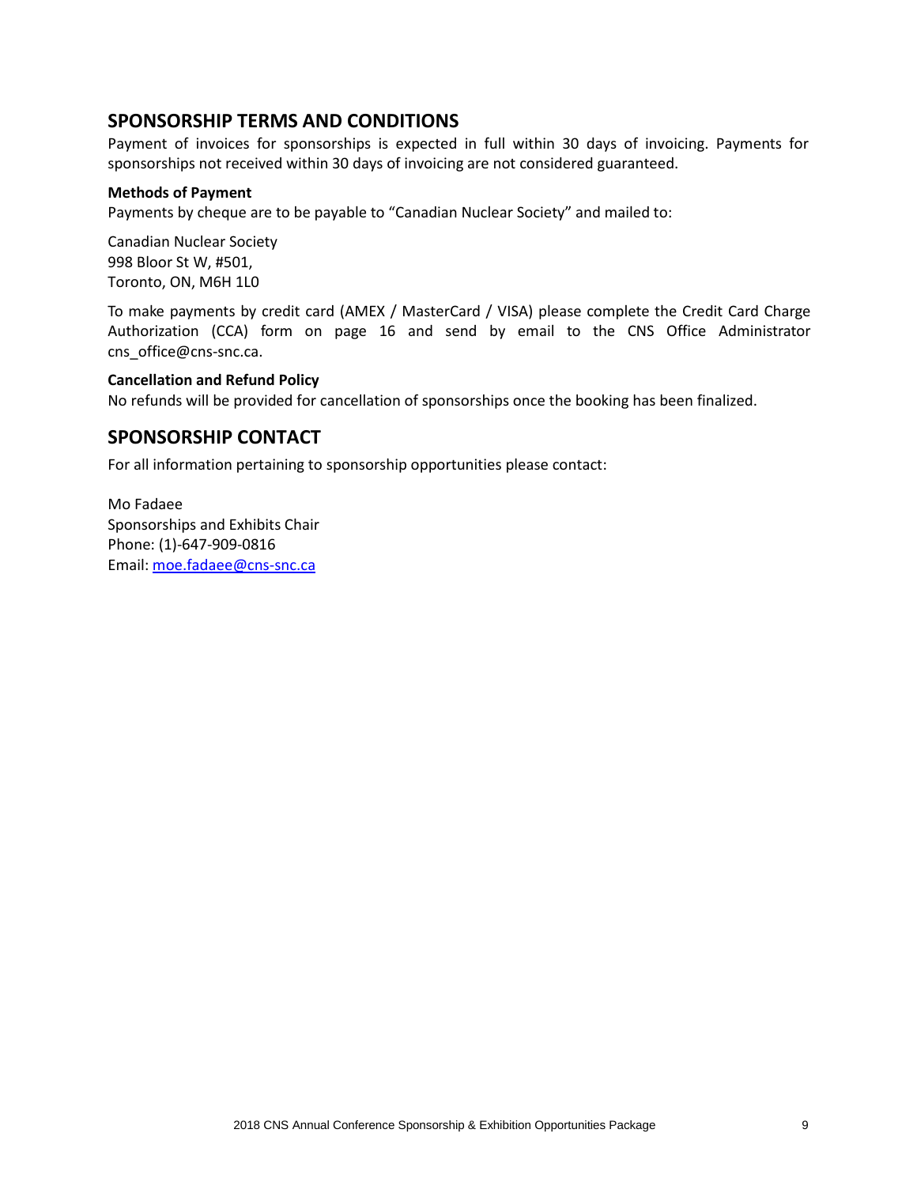## SPONSORSHIP TERMS AND CONDITIONS

Payment of invoices for sponsorships is expected in full within 30 days of invoicing. Payments for sponsorships not received within 30 days of invoicing are not considered guaranteed.

**Methods of Payment**

Payments by cheque are to be payable to "Canadian Nuclear Society" and mailed to:

Canadian Nuclear Society  
998 Bloor St W, #501,  
Toronto, ON, M6H 1L0

To make payments by credit card (AMEX / MasterCard / VISA) please complete the Credit Card Charge Authorization (CCA) form on page 16 and send by email to the CNS Office Administrator cns_office@cns-snc.ca.

**Cancellation and Refund Policy**

No refunds will be provided for cancellation of sponsorships once the booking has been finalized.

## SPONSORSHIP CONTACT

For all information pertaining to sponsorship opportunities please contact:

Mo Fadaee  
Sponsorships and Exhibits Chair  
Phone: (1)-647-909-0816  
Email: moe.fadaee@cns-snc.ca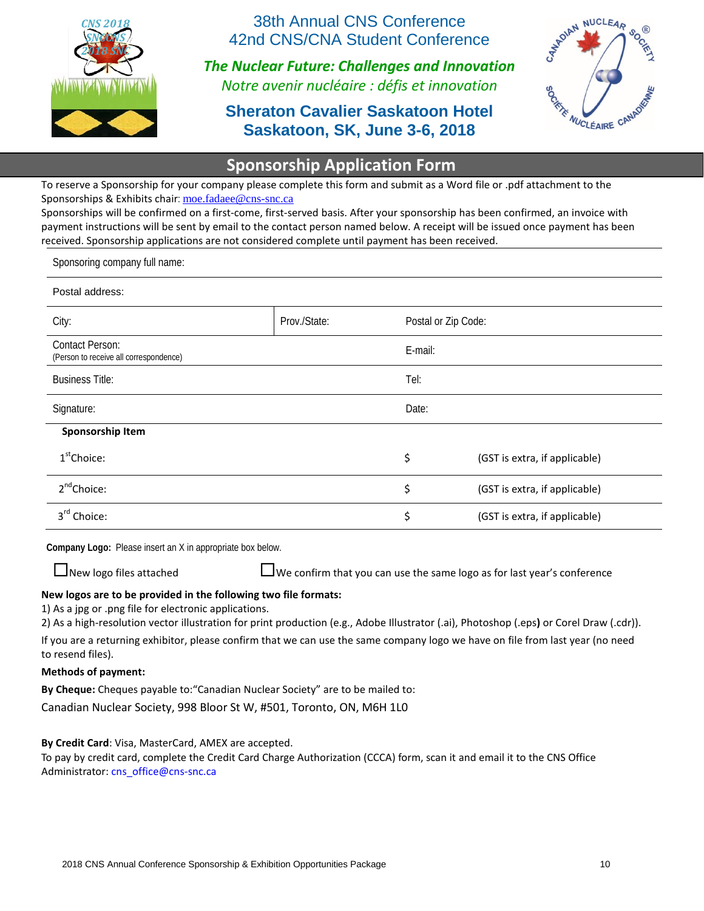38th Annual CNS Conference
42nd CNS/CNA Student Conference

*The Nuclear Future: Challenges and Innovation*
*Notre avenir nucléaire : défis et innovation*

**Sheraton Cavalier Saskatoon Hotel**
**Saskatoon, SK, June 3-6, 2018**

## Sponsorship Application Form

To reserve a Sponsorship for your company please complete this form and submit as a Word file or .pdf attachment to the Sponsorships & Exhibits chair: moe.fadaee@cns-snc.ca

Sponsorships will be confirmed on a first-come, first-served basis. After your sponsorship has been confirmed, an invoice with payment instructions will be sent by email to the contact person named below. A receipt will be issued once payment has been received. Sponsorship applications are not considered complete until payment has been received.

| | | |
|---|---|---|
| Sponsoring company full name: | | |
| Postal address: | | |
| City: | Prov./State: | Postal or Zip Code: |
| Contact Person: (Person to receive all correspondence) | | E-mail: |
| Business Title: | | Tel: |
| Signature: | | Date: |

**Sponsorship Item**

| | | |
|---|---|---|
| 1st Choice: | $ | (GST is extra, if applicable) |
| 2nd Choice: | $ | (GST is extra, if applicable) |
| 3rd Choice: | $ | (GST is extra, if applicable) |

**Company Logo:** Please insert an X in appropriate box below.

☐ New logo files attached ☐ We confirm that you can use the same logo as for last year's conference

**New logos are to be provided in the following two file formats:**

1) As a jpg or .png file for electronic applications.
2) As a high-resolution vector illustration for print production (e.g., Adobe Illustrator (.ai), Photoshop (.eps) or Corel Draw (.cdr)).

If you are a returning exhibitor, please confirm that we can use the same company logo we have on file from last year (no need to resend files).

**Methods of payment:**

**By Cheque:** Cheques payable to:"Canadian Nuclear Society" are to be mailed to:

Canadian Nuclear Society, 998 Bloor St W, #501, Toronto, ON, M6H 1L0

**By Credit Card**: Visa, MasterCard, AMEX are accepted.
To pay by credit card, complete the Credit Card Charge Authorization (CCCA) form, scan it and email it to the CNS Office Administrator: cns_office@cns-snc.ca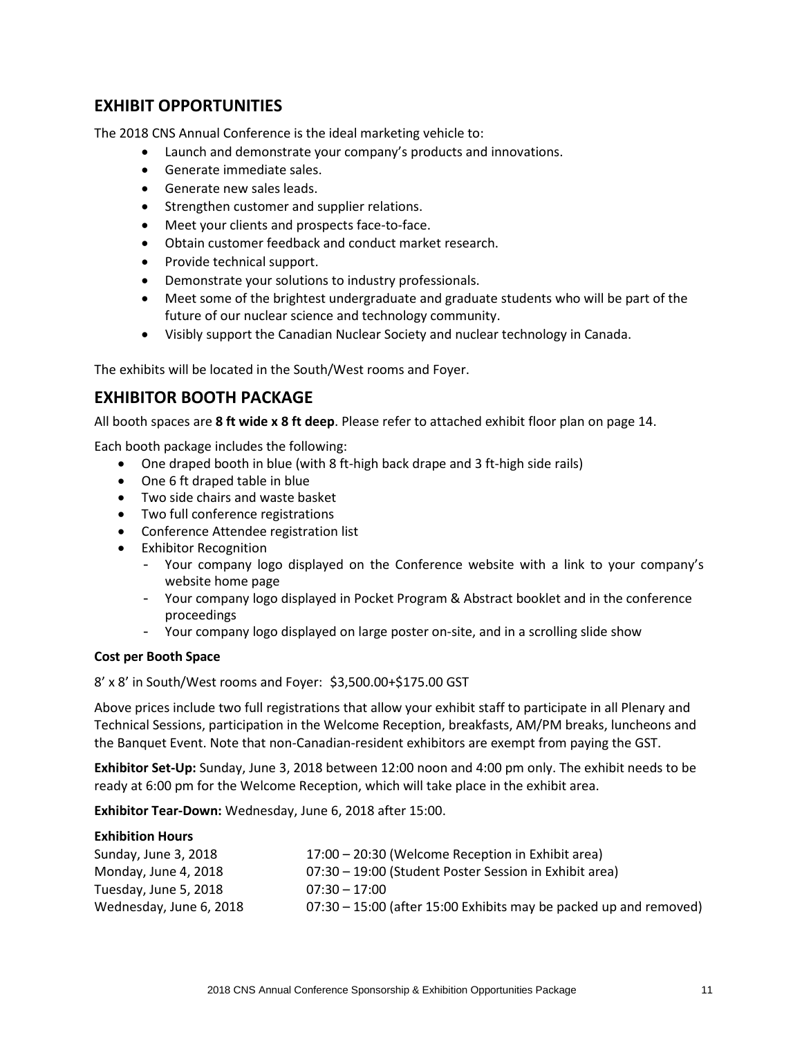## EXHIBIT OPPORTUNITIES

The 2018 CNS Annual Conference is the ideal marketing vehicle to:

- Launch and demonstrate your company's products and innovations.
- Generate immediate sales.
- Generate new sales leads.
- Strengthen customer and supplier relations.
- Meet your clients and prospects face-to-face.
- Obtain customer feedback and conduct market research.
- Provide technical support.
- Demonstrate your solutions to industry professionals.
- Meet some of the brightest undergraduate and graduate students who will be part of the future of our nuclear science and technology community.
- Visibly support the Canadian Nuclear Society and nuclear technology in Canada.

The exhibits will be located in the South/West rooms and Foyer.

## EXHIBITOR BOOTH PACKAGE

All booth spaces are **8 ft wide x 8 ft deep**. Please refer to attached exhibit floor plan on page 14.

Each booth package includes the following:

- One draped booth in blue (with 8 ft-high back drape and 3 ft-high side rails)
- One 6 ft draped table in blue
- Two side chairs and waste basket
- Two full conference registrations
- Conference Attendee registration list
- Exhibitor Recognition
  - Your company logo displayed on the Conference website with a link to your company's website home page
  - Your company logo displayed in Pocket Program & Abstract booklet and in the conference proceedings
  - Your company logo displayed on large poster on-site, and in a scrolling slide show

**Cost per Booth Space**

8' x 8' in South/West rooms and Foyer: $3,500.00+$175.00 GST

Above prices include two full registrations that allow your exhibit staff to participate in all Plenary and Technical Sessions, participation in the Welcome Reception, breakfasts, AM/PM breaks, luncheons and the Banquet Event. Note that non-Canadian-resident exhibitors are exempt from paying the GST.

**Exhibitor Set-Up:** Sunday, June 3, 2018 between 12:00 noon and 4:00 pm only. The exhibit needs to be ready at 6:00 pm for the Welcome Reception, which will take place in the exhibit area.

**Exhibitor Tear-Down:** Wednesday, June 6, 2018 after 15:00.

**Exhibition Hours**

| | |
|---|---|
| Sunday, June 3, 2018 | 17:00 – 20:30 (Welcome Reception in Exhibit area) |
| Monday, June 4, 2018 | 07:30 – 19:00 (Student Poster Session in Exhibit area) |
| Tuesday, June 5, 2018 | 07:30 – 17:00 |
| Wednesday, June 6, 2018 | 07:30 – 15:00 (after 15:00 Exhibits may be packed up and removed) |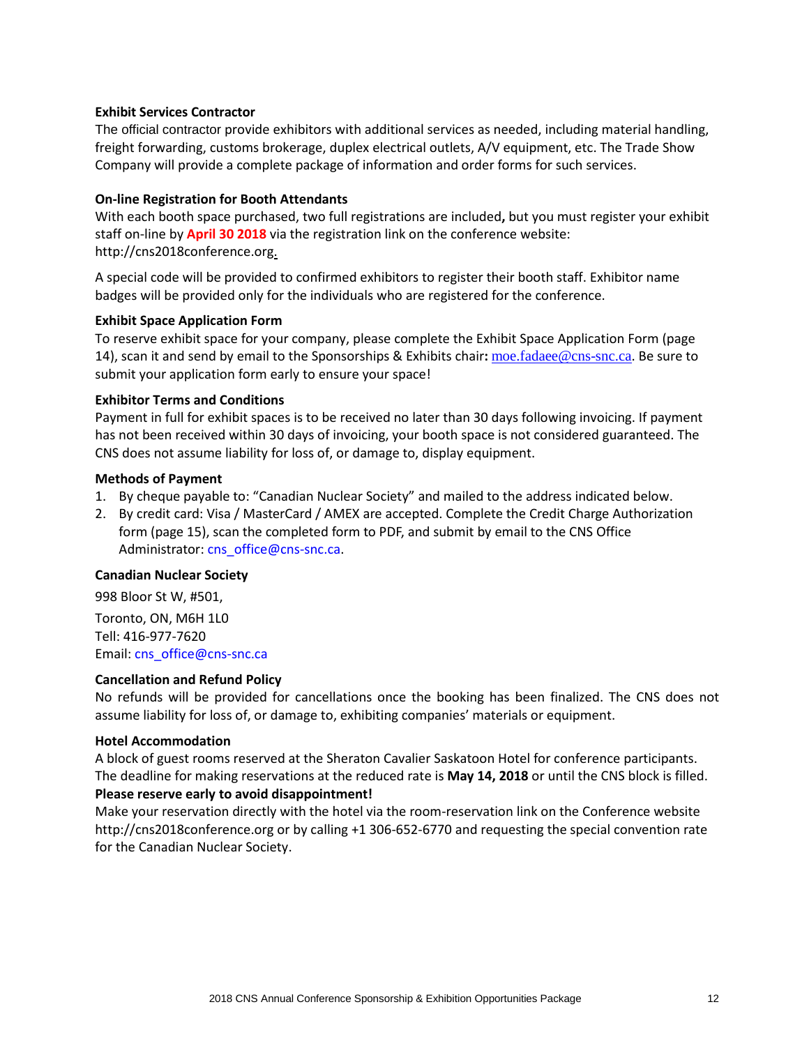### Exhibit Services Contractor

The official contractor provide exhibitors with additional services as needed, including material handling, freight forwarding, customs brokerage, duplex electrical outlets, A/V equipment, etc. The Trade Show Company will provide a complete package of information and order forms for such services.

### On-line Registration for Booth Attendants

With each booth space purchased, two full registrations are included**,** but you must register your exhibit staff on-line by **April 30 2018** via the registration link on the conference website: http://cns2018conference.org.

A special code will be provided to confirmed exhibitors to register their booth staff. Exhibitor name badges will be provided only for the individuals who are registered for the conference.

### Exhibit Space Application Form

To reserve exhibit space for your company, please complete the Exhibit Space Application Form (page 14), scan it and send by email to the Sponsorships & Exhibits chair**:** moe.fadaee@cns-snc.ca. Be sure to submit your application form early to ensure your space!

### Exhibitor Terms and Conditions

Payment in full for exhibit spaces is to be received no later than 30 days following invoicing. If payment has not been received within 30 days of invoicing, your booth space is not considered guaranteed. The CNS does not assume liability for loss of, or damage to, display equipment.

### Methods of Payment

1. By cheque payable to: "Canadian Nuclear Society" and mailed to the address indicated below.
2. By credit card: Visa / MasterCard / AMEX are accepted. Complete the Credit Charge Authorization form (page 15), scan the completed form to PDF, and submit by email to the CNS Office Administrator: cns_office@cns-snc.ca.

### Canadian Nuclear Society

998 Bloor St W, #501,

Toronto, ON, M6H 1L0
Tell: 416-977-7620
Email: cns_office@cns-snc.ca

### Cancellation and Refund Policy

No refunds will be provided for cancellations once the booking has been finalized. The CNS does not assume liability for loss of, or damage to, exhibiting companies' materials or equipment.

### Hotel Accommodation

A block of guest rooms reserved at the Sheraton Cavalier Saskatoon Hotel for conference participants. The deadline for making reservations at the reduced rate is **May 14, 2018** or until the CNS block is filled. **Please reserve early to avoid disappointment!**

Make your reservation directly with the hotel via the room-reservation link on the Conference website http://cns2018conference.org or by calling +1 306-652-6770 and requesting the special convention rate for the Canadian Nuclear Society.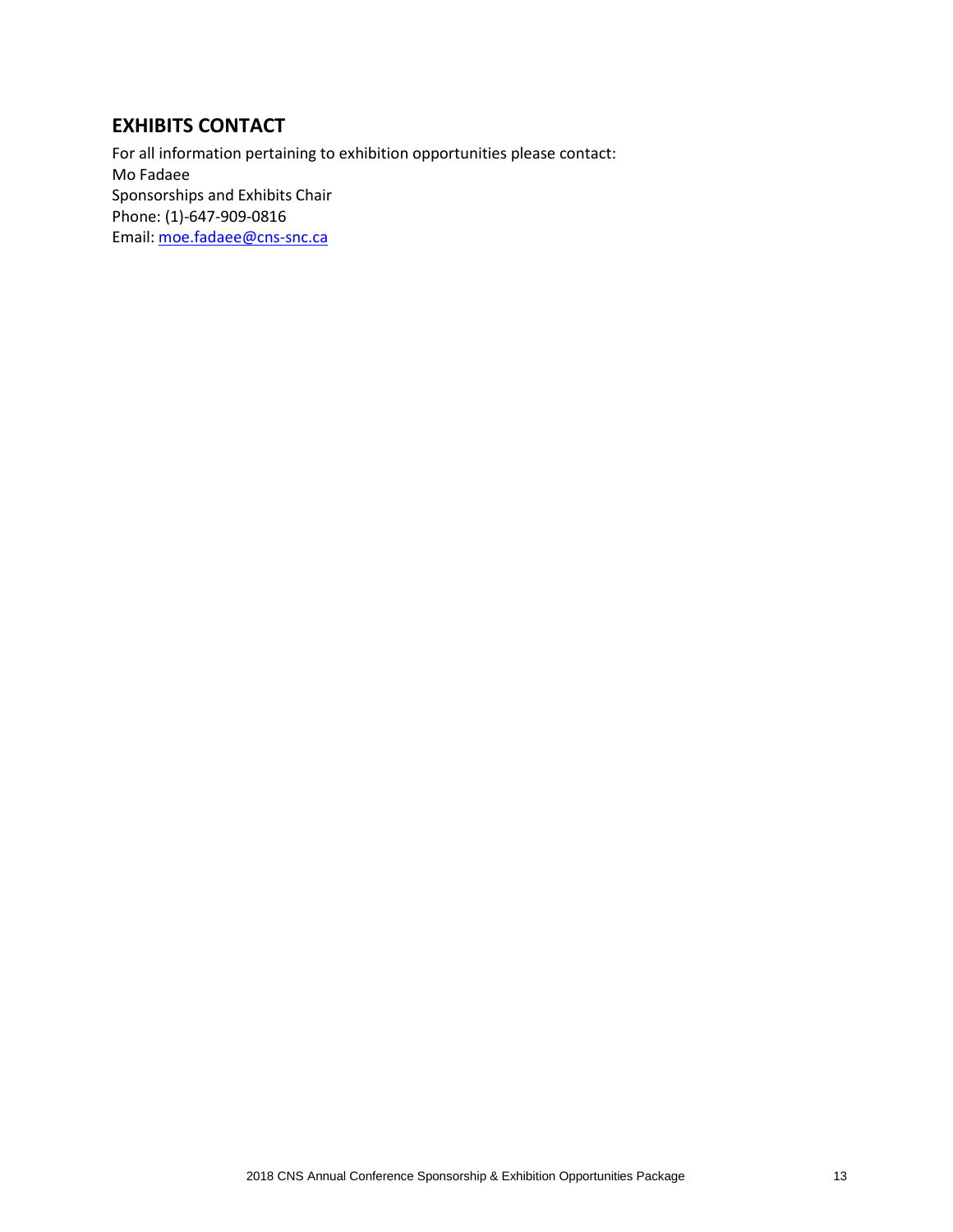## EXHIBITS CONTACT

For all information pertaining to exhibition opportunities please contact:
Mo Fadaee
Sponsorships and Exhibits Chair
Phone: (1)-647-909-0816
Email: moe.fadaee@cns-snc.ca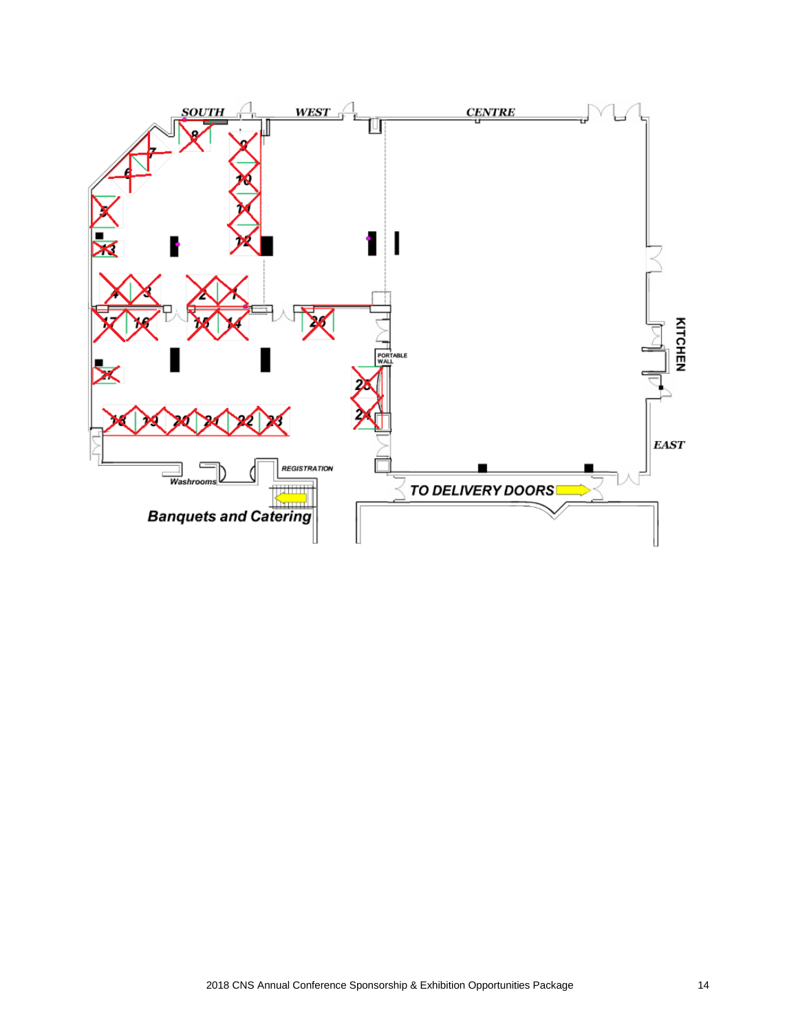SOUTH WEST CENTRE

8 9 7 6 10 11 5 12 13

4 3 2 1

17 16 15 14 26

KITCHEN

PORTABLE WALL

27

25

18 19 20 21 22 23 24

EAST

REGISTRATION

Washrooms

TO DELIVERY DOORS

Banquets and Catering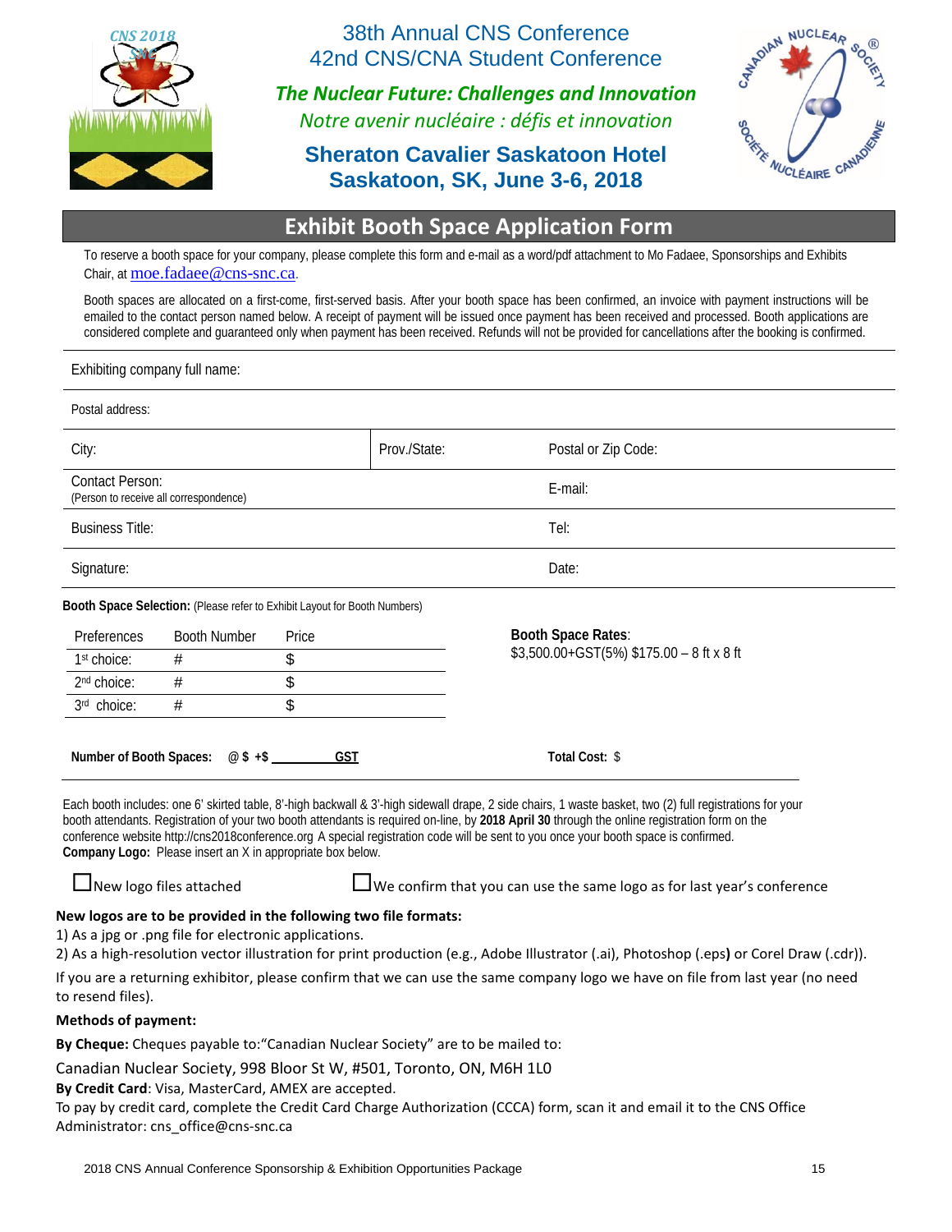38th Annual CNS Conference
42nd CNS/CNA Student Conference

***The Nuclear Future: Challenges and Innovation***

*Notre avenir nucléaire : défis et innovation*

**Sheraton Cavalier Saskatoon Hotel**
**Saskatoon, SK, June 3-6, 2018**

# Exhibit Booth Space Application Form

To reserve a booth space for your company, please complete this form and e-mail as a word/pdf attachment to Mo Fadaee, Sponsorships and Exhibits Chair, at moe.fadaee@cns-snc.ca.

Booth spaces are allocated on a first-come, first-served basis. After your booth space has been confirmed, an invoice with payment instructions will be emailed to the contact person named below. A receipt of payment will be issued once payment has been received and processed. Booth applications are considered complete and guaranteed only when payment has been received. Refunds will not be provided for cancellations after the booking is confirmed.

Exhibiting company full name:

Postal address:

| City: | Prov./State: | Postal or Zip Code: |
|---|---|---|
| Contact Person: (Person to receive all correspondence) | | E-mail: |
| Business Title: | | Tel: |
| Signature: | | Date: |

**Booth Space Selection:** (Please refer to Exhibit Layout for Booth Numbers)

| Preferences | Booth Number | Price |
|---|---|---|
| 1st choice: | # | $ |
| 2nd choice: | # | $ |
| 3rd choice: | # | $ |

**Booth Space Rates**:
$3,500.00+GST(5%) $175.00 – 8 ft x 8 ft

**Number of Booth Spaces:** @ $ +$ ________ GST **Total Cost:** $

Each booth includes: one 6' skirted table, 8'-high backwall & 3'-high sidewall drape, 2 side chairs, 1 waste basket, two (2) full registrations for your booth attendants. Registration of your two booth attendants is required on-line, by **2018 April 30** through the online registration form on the conference website http://cns2018conference.org A special registration code will be sent to you once your booth space is confirmed.

**Company Logo:** Please insert an X in appropriate box below.

☐ New logo files attached ☐ We confirm that you can use the same logo as for last year's conference

**New logos are to be provided in the following two file formats:**

1) As a jpg or .png file for electronic applications.
2) As a high-resolution vector illustration for print production (e.g., Adobe Illustrator (.ai), Photoshop (.eps) or Corel Draw (.cdr)).

If you are a returning exhibitor, please confirm that we can use the same company logo we have on file from last year (no need to resend files).

**Methods of payment:**

**By Cheque:** Cheques payable to:"Canadian Nuclear Society" are to be mailed to:

Canadian Nuclear Society, 998 Bloor St W, #501, Toronto, ON, M6H 1L0

**By Credit Card**: Visa, MasterCard, AMEX are accepted.

To pay by credit card, complete the Credit Card Charge Authorization (CCCA) form, scan it and email it to the CNS Office Administrator: cns_office@cns-snc.ca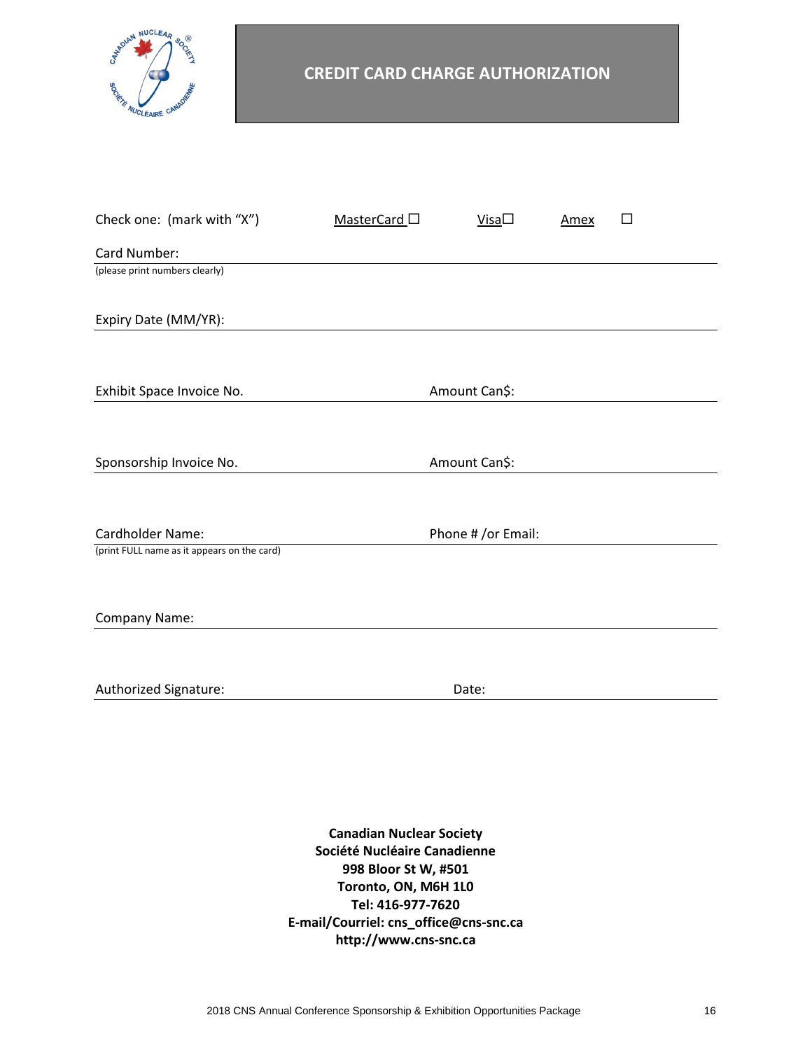# CREDIT CARD CHARGE AUTHORIZATION

Check one: (mark with "X") MasterCard ☐ Visa☐ Amex ☐

Card Number: ______________________________
(please print numbers clearly)

Expiry Date (MM/YR): ______________________________

Exhibit Space Invoice No. ______________ Amount Can$: ______________

Sponsorship Invoice No. ______________ Amount Can$: ______________

Cardholder Name: ______________ Phone # /or Email: ______________
(print FULL name as it appears on the card)

Company Name: ______________________________

Authorized Signature: ______________ Date: ______________

**Canadian Nuclear Society**
**Société Nucléaire Canadienne**
**998 Bloor St W, #501**
**Toronto, ON, M6H 1L0**
**Tel: 416-977-7620**
**E-mail/Courriel: cns_office@cns-snc.ca**
**http://www.cns-snc.ca**